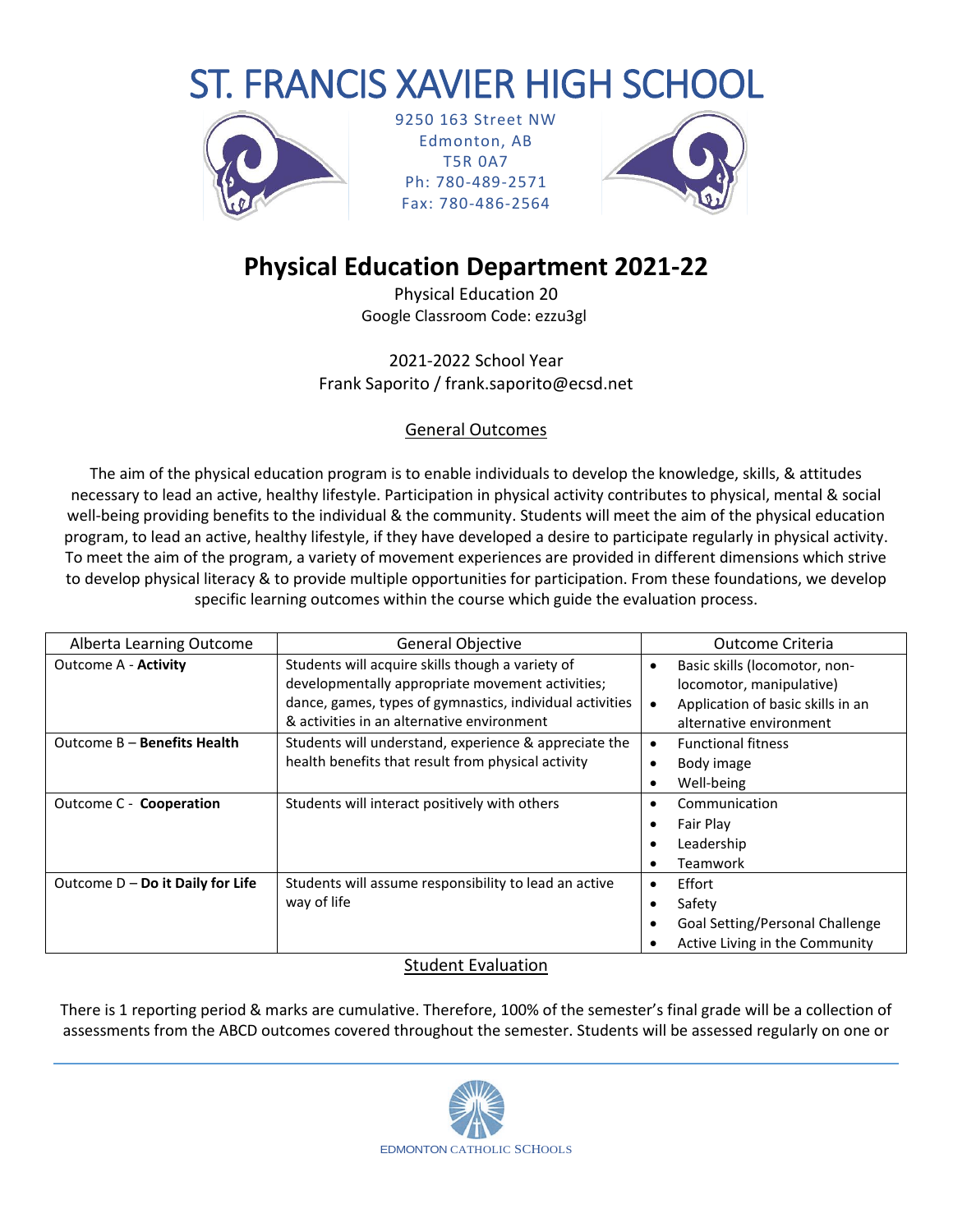# ST. FRANCIS XAVIER HIGH SCHOOL

9250 163 Street NW
Edmonton, AB
T5R 0A7
Ph: 780-489-2571
Fax: 780-486-2564

## Physical Education Department 2021-22

Physical Education 20
Google Classroom Code: ezzu3gl

2021-2022 School Year
Frank Saporito / frank.saporito@ecsd.net

### General Outcomes

The aim of the physical education program is to enable individuals to develop the knowledge, skills, & attitudes necessary to lead an active, healthy lifestyle. Participation in physical activity contributes to physical, mental & social well-being providing benefits to the individual & the community. Students will meet the aim of the physical education program, to lead an active, healthy lifestyle, if they have developed a desire to participate regularly in physical activity. To meet the aim of the program, a variety of movement experiences are provided in different dimensions which strive to develop physical literacy & to provide multiple opportunities for participation. From these foundations, we develop specific learning outcomes within the course which guide the evaluation process.

| Alberta Learning Outcome | General Objective | Outcome Criteria |
|---|---|---|
| Outcome A - **Activity** | Students will acquire skills though a variety of developmentally appropriate movement activities; dance, games, types of gymnastics, individual activities & activities in an alternative environment | • Basic skills (locomotor, non-locomotor, manipulative)<br>• Application of basic skills in an alternative environment |
| Outcome B – **Benefits Health** | Students will understand, experience & appreciate the health benefits that result from physical activity | • Functional fitness<br>• Body image<br>• Well-being |
| Outcome C - **Cooperation** | Students will interact positively with others | • Communication<br>• Fair Play<br>• Leadership<br>• Teamwork |
| Outcome D – **Do it Daily for Life** | Students will assume responsibility to lead an active way of life | • Effort<br>• Safety<br>• Goal Setting/Personal Challenge<br>• Active Living in the Community |

### Student Evaluation

There is 1 reporting period & marks are cumulative. Therefore, 100% of the semester's final grade will be a collection of assessments from the ABCD outcomes covered throughout the semester. Students will be assessed regularly on one or

EDMONTON CATHOLIC SCHOOLS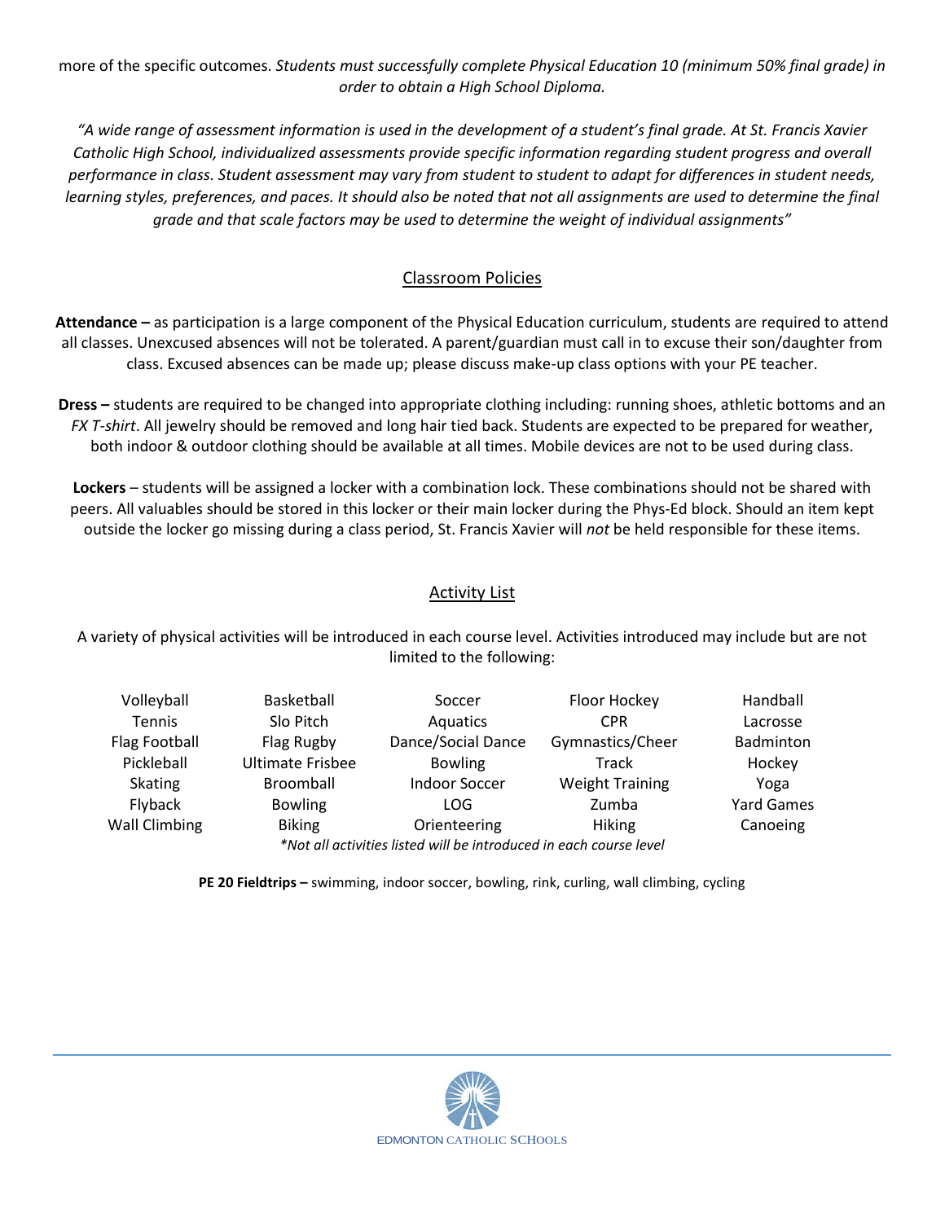more of the specific outcomes. *Students must successfully complete Physical Education 10 (minimum 50% final grade) in order to obtain a High School Diploma.*

*"A wide range of assessment information is used in the development of a student's final grade. At St. Francis Xavier Catholic High School, individualized assessments provide specific information regarding student progress and overall performance in class. Student assessment may vary from student to student to adapt for differences in student needs, learning styles, preferences, and paces. It should also be noted that not all assignments are used to determine the final grade and that scale factors may be used to determine the weight of individual assignments"*

## Classroom Policies

**Attendance –** as participation is a large component of the Physical Education curriculum, students are required to attend all classes. Unexcused absences will not be tolerated. A parent/guardian must call in to excuse their son/daughter from class. Excused absences can be made up; please discuss make-up class options with your PE teacher.

**Dress –** students are required to be changed into appropriate clothing including: running shoes, athletic bottoms and an *FX T-shirt*. All jewelry should be removed and long hair tied back. Students are expected to be prepared for weather, both indoor & outdoor clothing should be available at all times. Mobile devices are not to be used during class.

**Lockers** – students will be assigned a locker with a combination lock. These combinations should not be shared with peers. All valuables should be stored in this locker or their main locker during the Phys-Ed block. Should an item kept outside the locker go missing during a class period, St. Francis Xavier will *not* be held responsible for these items.

## Activity List

A variety of physical activities will be introduced in each course level. Activities introduced may include but are not limited to the following:

| | | | | |
|---|---|---|---|---|
| Volleyball | Basketball | Soccer | Floor Hockey | Handball |
| Tennis | Slo Pitch | Aquatics | CPR | Lacrosse |
| Flag Football | Flag Rugby | Dance/Social Dance | Gymnastics/Cheer | Badminton |
| Pickleball | Ultimate Frisbee | Bowling | Track | Hockey |
| Skating | Broomball | Indoor Soccer | Weight Training | Yoga |
| Flyback | Bowling | LOG | Zumba | Yard Games |
| Wall Climbing | Biking | Orienteering | Hiking | Canoeing |

*\*Not all activities listed will be introduced in each course level*

**PE 20 Fieldtrips –** swimming, indoor soccer, bowling, rink, curling, wall climbing, cycling